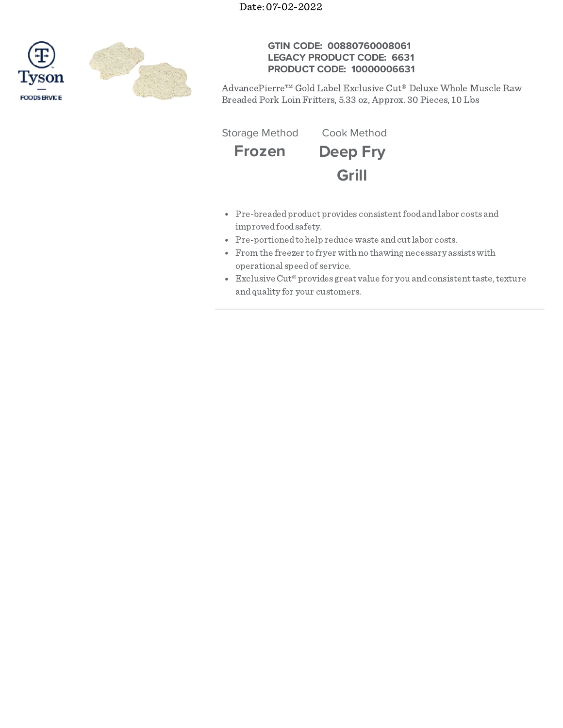Date: 07-02-2022

Tyson FOODSERVICE

**GTIN CODE: 00880760008061**
**LEGACY PRODUCT CODE: 6631**
**PRODUCT CODE: 10000006631**

AdvancePierre™ Gold Label Exclusive Cut® Deluxe Whole Muscle Raw Breaded Pork Loin Fritters, 5.33 oz, Approx. 30 Pieces, 10 Lbs

| Storage Method | Cook Method |
| --- | --- |
| **Frozen** | **Deep Fry** |
| | **Grill** |

- Pre-breaded product provides consistent food and labor costs and improved food safety.
- Pre-portioned to help reduce waste and cut labor costs.
- From the freezer to fryer with no thawing necessary assists with operational speed of service.
- Exclusive Cut® provides great value for you and consistent taste, texture and quality for your customers.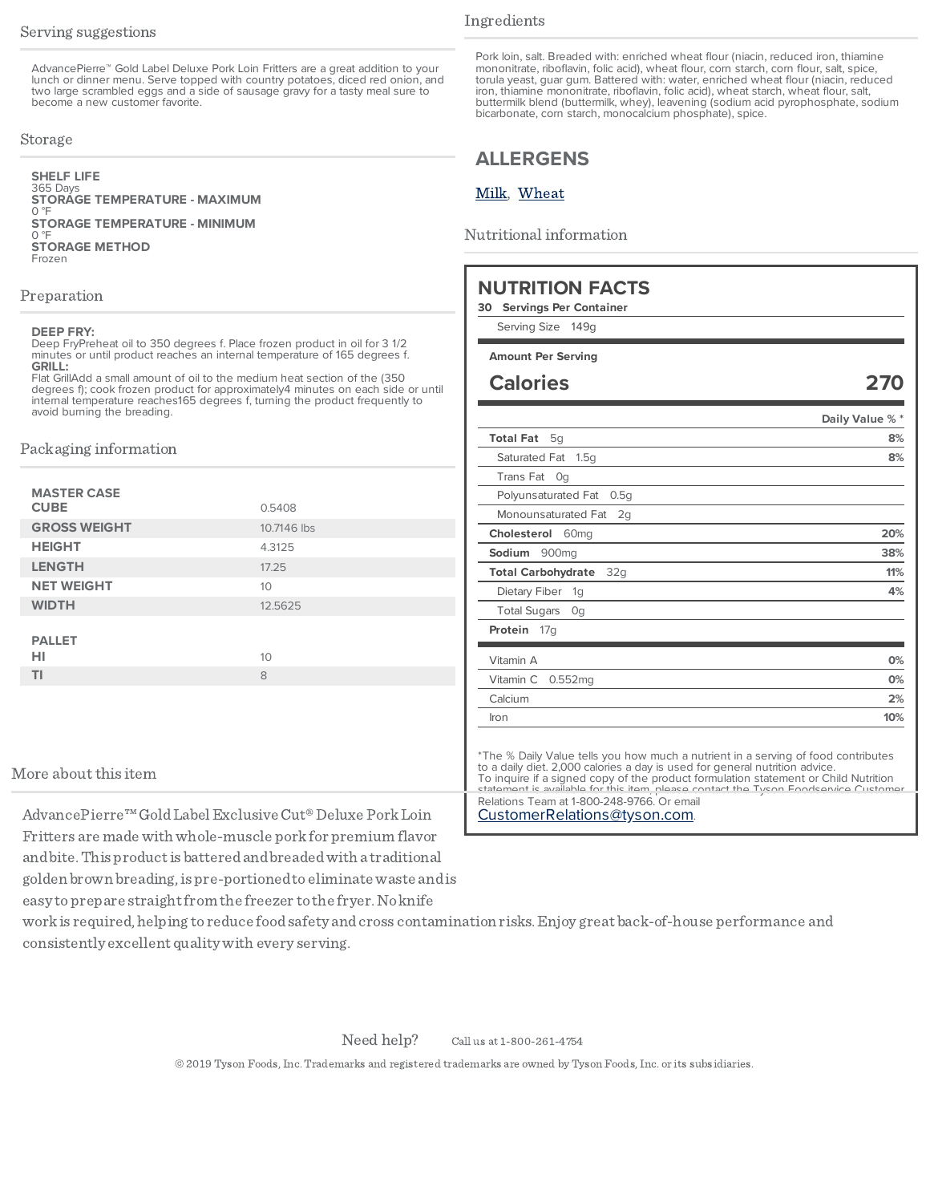## Serving suggestions

AdvancePierre™ Gold Label Deluxe Pork Loin Fritters are a great addition to your lunch or dinner menu. Serve topped with country potatoes, diced red onion, and two large scrambled eggs and a side of sausage gravy for a tasty meal sure to become a new customer favorite.

## Storage

**SHELF LIFE**
365 Days
**STORAGE TEMPERATURE - MAXIMUM**
0 °F
**STORAGE TEMPERATURE - MINIMUM**
0 °F
**STORAGE METHOD**
Frozen

## Preparation

**DEEP FRY:**
Deep FryPreheat oil to 350 degrees f. Place frozen product in oil for 3 1/2 minutes or until product reaches an internal temperature of 165 degrees f.
**GRILL:**
Flat GrillAdd a small amount of oil to the medium heat section of the (350 degrees f); cook frozen product for approximately4 minutes on each side or until internal temperature reaches165 degrees f, turning the product frequently to avoid burning the breading.

## Packaging information

| | |
|---|---|
| **MASTER CASE** | |
| **CUBE** | 0.5408 |
| **GROSS WEIGHT** | 10.7146 lbs |
| **HEIGHT** | 4.3125 |
| **LENGTH** | 17.25 |
| **NET WEIGHT** | 10 |
| **WIDTH** | 12.5625 |
| **PALLET** | |
| **HI** | 10 |
| **TI** | 8 |

## Ingredients

Pork loin, salt. Breaded with: enriched wheat flour (niacin, reduced iron, thiamine mononitrate, riboflavin, folic acid), wheat flour, corn starch, corn flour, salt, spice, torula yeast, guar gum. Battered with: water, enriched wheat flour (niacin, reduced iron, thiamine mononitrate, riboflavin, folic acid), wheat starch, wheat flour, salt, buttermilk blend (buttermilk, whey), leavening (sodium acid pyrophosphate, sodium bicarbonate, corn starch, monocalcium phosphate), spice.

## ALLERGENS

Milk, Wheat

## Nutritional information

**NUTRITION FACTS**
**30 Servings Per Container**
Serving Size 149g

**Amount Per Serving**

| | |
|---|---|
| **Calories** | **270** |
| | **Daily Value % \*** |
| **Total Fat** 5g | **8%** |
| Saturated Fat 1.5g | **8%** |
| Trans Fat 0g | |
| Polyunsaturated Fat 0.5g | |
| Monounsaturated Fat 2g | |
| **Cholesterol** 60mg | **20%** |
| **Sodium** 900mg | **38%** |
| **Total Carbohydrate** 32g | **11%** |
| Dietary Fiber 1g | **4%** |
| Total Sugars 0g | |
| **Protein** 17g | |
| Vitamin A | **0%** |
| Vitamin C 0.552mg | **0%** |
| Calcium | **2%** |
| Iron | **10%** |

*The % Daily Value tells you how much a nutrient in a serving of food contributes to a daily diet. 2,000 calories a day is used for general nutrition advice.
To inquire if a signed copy of the product formulation statement or Child Nutrition statement is available for this item, please contact the Tyson Foodservice Customer Relations Team at 1-800-248-9766. Or email CustomerRelations@tyson.com.

## More about this item

AdvancePierre™ Gold Label Exclusive Cut® Deluxe Pork Loin Fritters are made with whole-muscle pork for premium flavor and bite. This product is battered and breaded with a traditional golden brown breading, is pre-portioned to eliminate waste and is easy to prepare straight from the freezer to the fryer. No knife work is required, helping to reduce food safety and cross contamination risks. Enjoy great back-of-house performance and consistently excellent quality with every serving.

Need help? Call us at 1-800-261-4754

© 2019 Tyson Foods, Inc. Trademarks and registered trademarks are owned by Tyson Foods, Inc. or its subsidiaries.